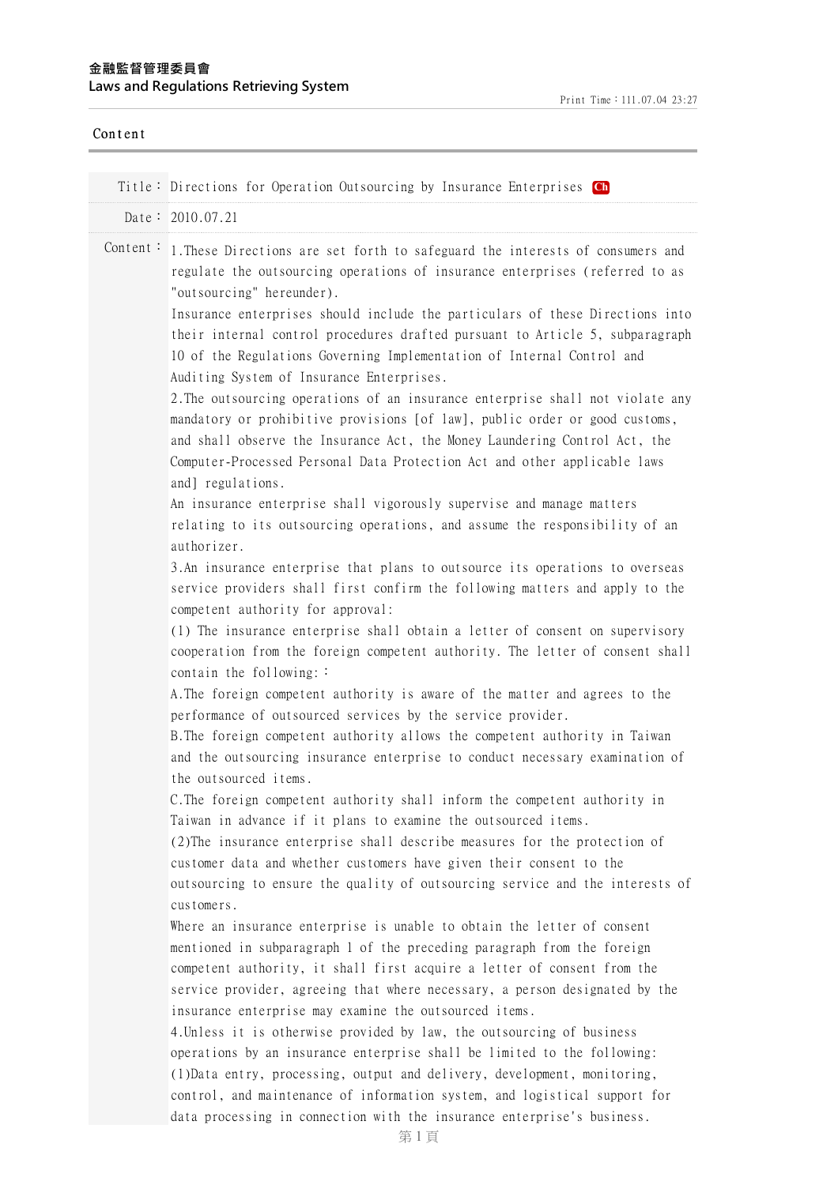**金融監督管理委員會**
**Laws and Regulations Retrieving System**

Print Time：111.07.04 23:27

## Content

| | |
|---|---|
| Title： | Directions for Operation Outsourcing by Insurance Enterprises Ch |
| Date： | 2010.07.21 |

Content：

1.These Directions are set forth to safeguard the interests of consumers and regulate the outsourcing operations of insurance enterprises (referred to as "outsourcing" hereunder).

Insurance enterprises should include the particulars of these Directions into their internal control procedures drafted pursuant to Article 5, subparagraph 10 of the Regulations Governing Implementation of Internal Control and Auditing System of Insurance Enterprises.

2.The outsourcing operations of an insurance enterprise shall not violate any mandatory or prohibitive provisions [of law], public order or good customs, and shall observe the Insurance Act, the Money Laundering Control Act, the Computer-Processed Personal Data Protection Act and other applicable laws and] regulations.

An insurance enterprise shall vigorously supervise and manage matters relating to its outsourcing operations, and assume the responsibility of an authorizer.

3.An insurance enterprise that plans to outsource its operations to overseas service providers shall first confirm the following matters and apply to the competent authority for approval:

(1) The insurance enterprise shall obtain a letter of consent on supervisory cooperation from the foreign competent authority. The letter of consent shall contain the following:：

A.The foreign competent authority is aware of the matter and agrees to the performance of outsourced services by the service provider.

B.The foreign competent authority allows the competent authority in Taiwan and the outsourcing insurance enterprise to conduct necessary examination of the outsourced items.

C.The foreign competent authority shall inform the competent authority in Taiwan in advance if it plans to examine the outsourced items.

(2)The insurance enterprise shall describe measures for the protection of customer data and whether customers have given their consent to the outsourcing to ensure the quality of outsourcing service and the interests of customers.

Where an insurance enterprise is unable to obtain the letter of consent mentioned in subparagraph 1 of the preceding paragraph from the foreign competent authority, it shall first acquire a letter of consent from the service provider, agreeing that where necessary, a person designated by the insurance enterprise may examine the outsourced items.

4.Unless it is otherwise provided by law, the outsourcing of business operations by an insurance enterprise shall be limited to the following:

(1)Data entry, processing, output and delivery, development, monitoring, control, and maintenance of information system, and logistical support for data processing in connection with the insurance enterprise's business.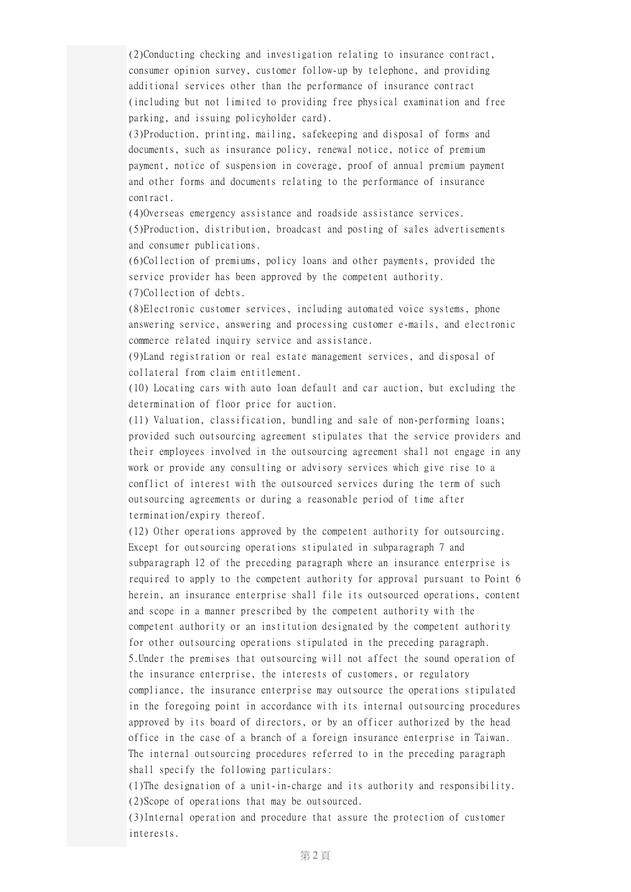(2)Conducting checking and investigation relating to insurance contract, consumer opinion survey, customer follow-up by telephone, and providing additional services other than the performance of insurance contract (including but not limited to providing free physical examination and free parking, and issuing policyholder card).

(3)Production, printing, mailing, safekeeping and disposal of forms and documents, such as insurance policy, renewal notice, notice of premium payment, notice of suspension in coverage, proof of annual premium payment and other forms and documents relating to the performance of insurance contract.

(4)Overseas emergency assistance and roadside assistance services.

(5)Production, distribution, broadcast and posting of sales advertisements and consumer publications.

(6)Collection of premiums, policy loans and other payments, provided the service provider has been approved by the competent authority.

(7)Collection of debts.

(8)Electronic customer services, including automated voice systems, phone answering service, answering and processing customer e-mails, and electronic commerce related inquiry service and assistance.

(9)Land registration or real estate management services, and disposal of collateral from claim entitlement.

(10) Locating cars with auto loan default and car auction, but excluding the determination of floor price for auction.

(11) Valuation, classification, bundling and sale of non-performing loans; provided such outsourcing agreement stipulates that the service providers and their employees involved in the outsourcing agreement shall not engage in any work or provide any consulting or advisory services which give rise to a conflict of interest with the outsourced services during the term of such outsourcing agreements or during a reasonable period of time after termination/expiry thereof.

(12) Other operations approved by the competent authority for outsourcing.

Except for outsourcing operations stipulated in subparagraph 7 and subparagraph 12 of the preceding paragraph where an insurance enterprise is required to apply to the competent authority for approval pursuant to Point 6 herein, an insurance enterprise shall file its outsourced operations, content and scope in a manner prescribed by the competent authority with the competent authority or an institution designated by the competent authority for other outsourcing operations stipulated in the preceding paragraph.

5.Under the premises that outsourcing will not affect the sound operation of the insurance enterprise, the interests of customers, or regulatory compliance, the insurance enterprise may outsource the operations stipulated in the foregoing point in accordance with its internal outsourcing procedures approved by its board of directors, or by an officer authorized by the head office in the case of a branch of a foreign insurance enterprise in Taiwan.

The internal outsourcing procedures referred to in the preceding paragraph shall specify the following particulars:

(1)The designation of a unit-in-charge and its authority and responsibility.

(2)Scope of operations that may be outsourced.

(3)Internal operation and procedure that assure the protection of customer interests.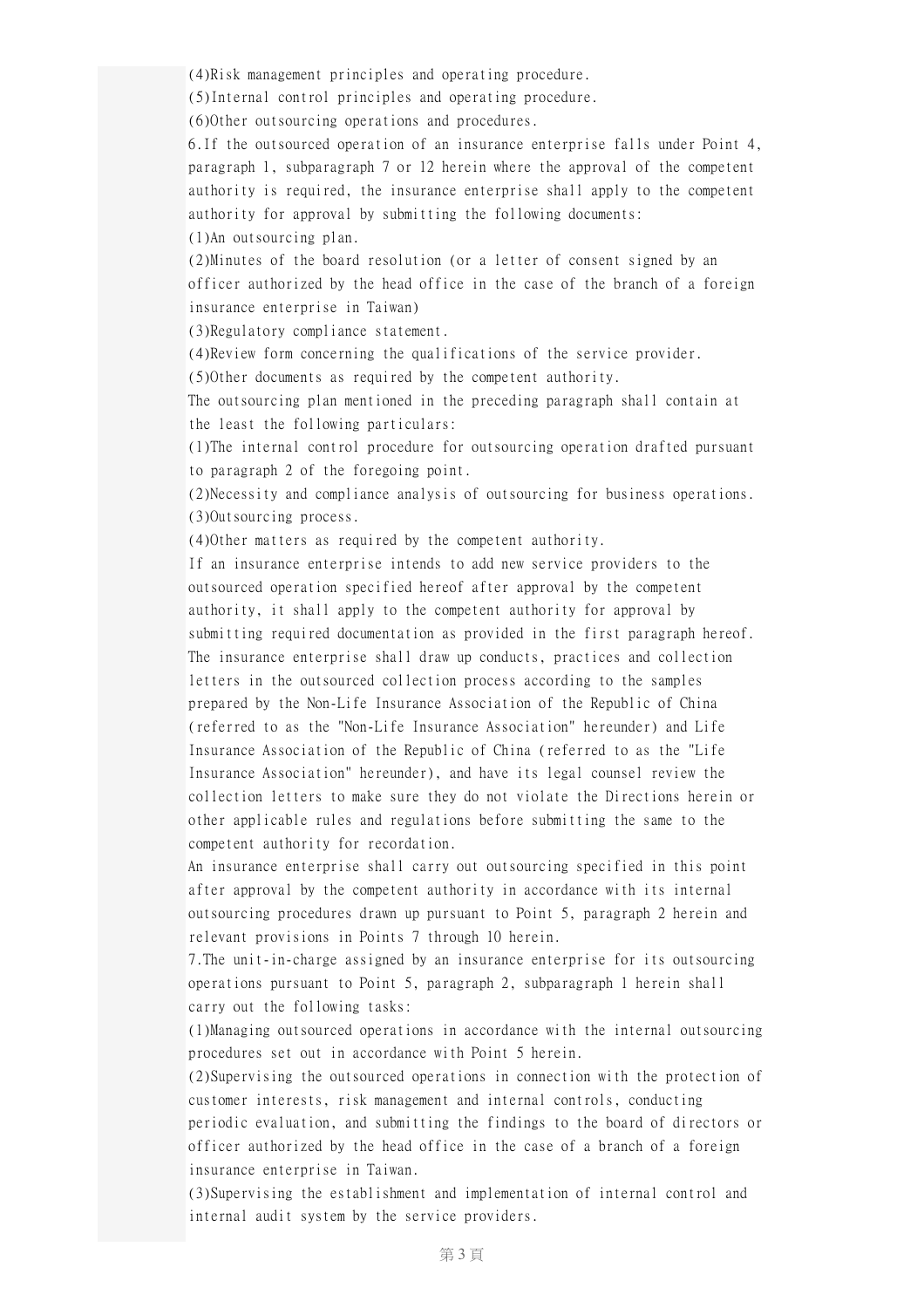(4)Risk management principles and operating procedure.

(5)Internal control principles and operating procedure.

(6)Other outsourcing operations and procedures.

6.If the outsourced operation of an insurance enterprise falls under Point 4, paragraph 1, subparagraph 7 or 12 herein where the approval of the competent authority is required, the insurance enterprise shall apply to the competent authority for approval by submitting the following documents:

(1)An outsourcing plan.

(2)Minutes of the board resolution (or a letter of consent signed by an officer authorized by the head office in the case of the branch of a foreign insurance enterprise in Taiwan)

(3)Regulatory compliance statement.

(4)Review form concerning the qualifications of the service provider.

(5)Other documents as required by the competent authority.

The outsourcing plan mentioned in the preceding paragraph shall contain at the least the following particulars:

(1)The internal control procedure for outsourcing operation drafted pursuant to paragraph 2 of the foregoing point.

(2)Necessity and compliance analysis of outsourcing for business operations.

(3)Outsourcing process.

(4)Other matters as required by the competent authority.

If an insurance enterprise intends to add new service providers to the outsourced operation specified hereof after approval by the competent authority, it shall apply to the competent authority for approval by submitting required documentation as provided in the first paragraph hereof.

The insurance enterprise shall draw up conducts, practices and collection letters in the outsourced collection process according to the samples prepared by the Non-Life Insurance Association of the Republic of China (referred to as the "Non-Life Insurance Association" hereunder) and Life Insurance Association of the Republic of China (referred to as the "Life Insurance Association" hereunder), and have its legal counsel review the collection letters to make sure they do not violate the Directions herein or other applicable rules and regulations before submitting the same to the competent authority for recordation.

An insurance enterprise shall carry out outsourcing specified in this point after approval by the competent authority in accordance with its internal outsourcing procedures drawn up pursuant to Point 5, paragraph 2 herein and relevant provisions in Points 7 through 10 herein.

7.The unit-in-charge assigned by an insurance enterprise for its outsourcing operations pursuant to Point 5, paragraph 2, subparagraph 1 herein shall carry out the following tasks:

(1)Managing outsourced operations in accordance with the internal outsourcing procedures set out in accordance with Point 5 herein.

(2)Supervising the outsourced operations in connection with the protection of customer interests, risk management and internal controls, conducting periodic evaluation, and submitting the findings to the board of directors or officer authorized by the head office in the case of a branch of a foreign insurance enterprise in Taiwan.

(3)Supervising the establishment and implementation of internal control and internal audit system by the service providers.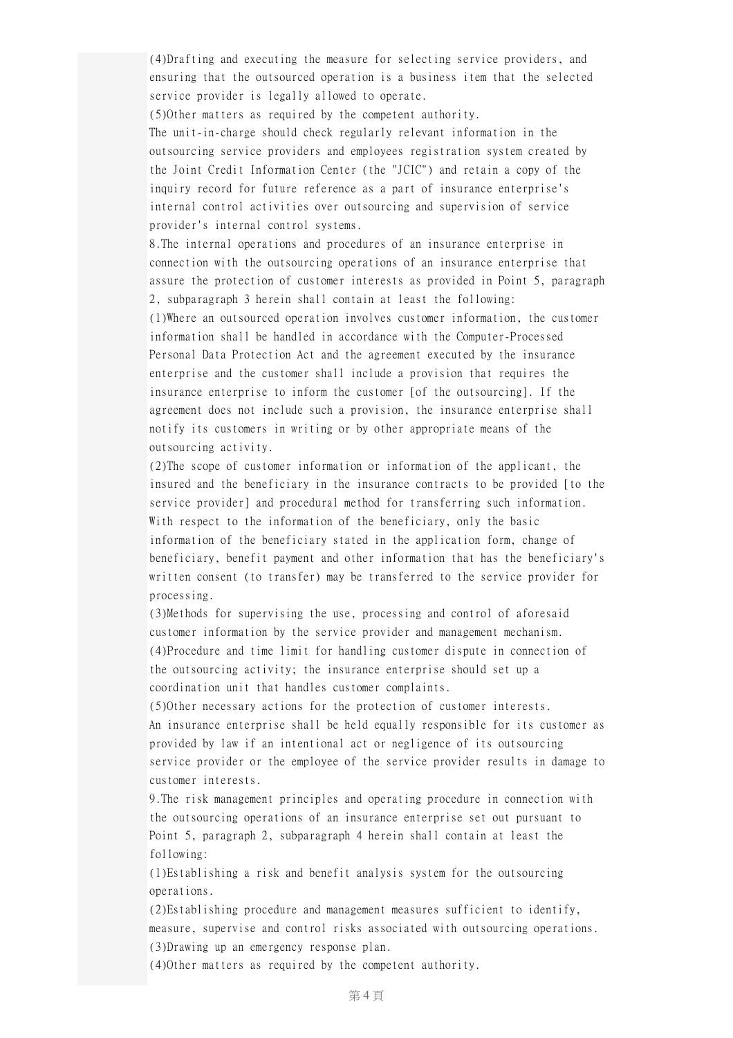(4)Drafting and executing the measure for selecting service providers, and ensuring that the outsourced operation is a business item that the selected service provider is legally allowed to operate.

(5)Other matters as required by the competent authority.

The unit-in-charge should check regularly relevant information in the outsourcing service providers and employees registration system created by the Joint Credit Information Center (the "JCIC") and retain a copy of the inquiry record for future reference as a part of insurance enterprise's internal control activities over outsourcing and supervision of service provider's internal control systems.

8.The internal operations and procedures of an insurance enterprise in connection with the outsourcing operations of an insurance enterprise that assure the protection of customer interests as provided in Point 5, paragraph 2, subparagraph 3 herein shall contain at least the following:

(1)Where an outsourced operation involves customer information, the customer information shall be handled in accordance with the Computer-Processed Personal Data Protection Act and the agreement executed by the insurance enterprise and the customer shall include a provision that requires the insurance enterprise to inform the customer [of the outsourcing]. If the agreement does not include such a provision, the insurance enterprise shall notify its customers in writing or by other appropriate means of the outsourcing activity.

(2)The scope of customer information or information of the applicant, the insured and the beneficiary in the insurance contracts to be provided [to the service provider] and procedural method for transferring such information. With respect to the information of the beneficiary, only the basic information of the beneficiary stated in the application form, change of beneficiary, benefit payment and other information that has the beneficiary's written consent (to transfer) may be transferred to the service provider for processing.

(3)Methods for supervising the use, processing and control of aforesaid customer information by the service provider and management mechanism.

(4)Procedure and time limit for handling customer dispute in connection of the outsourcing activity; the insurance enterprise should set up a coordination unit that handles customer complaints.

(5)Other necessary actions for the protection of customer interests.

An insurance enterprise shall be held equally responsible for its customer as provided by law if an intentional act or negligence of its outsourcing service provider or the employee of the service provider results in damage to customer interests.

9.The risk management principles and operating procedure in connection with the outsourcing operations of an insurance enterprise set out pursuant to Point 5, paragraph 2, subparagraph 4 herein shall contain at least the following:

(1)Establishing a risk and benefit analysis system for the outsourcing operations.

(2)Establishing procedure and management measures sufficient to identify, measure, supervise and control risks associated with outsourcing operations.

(3)Drawing up an emergency response plan.

(4)Other matters as required by the competent authority.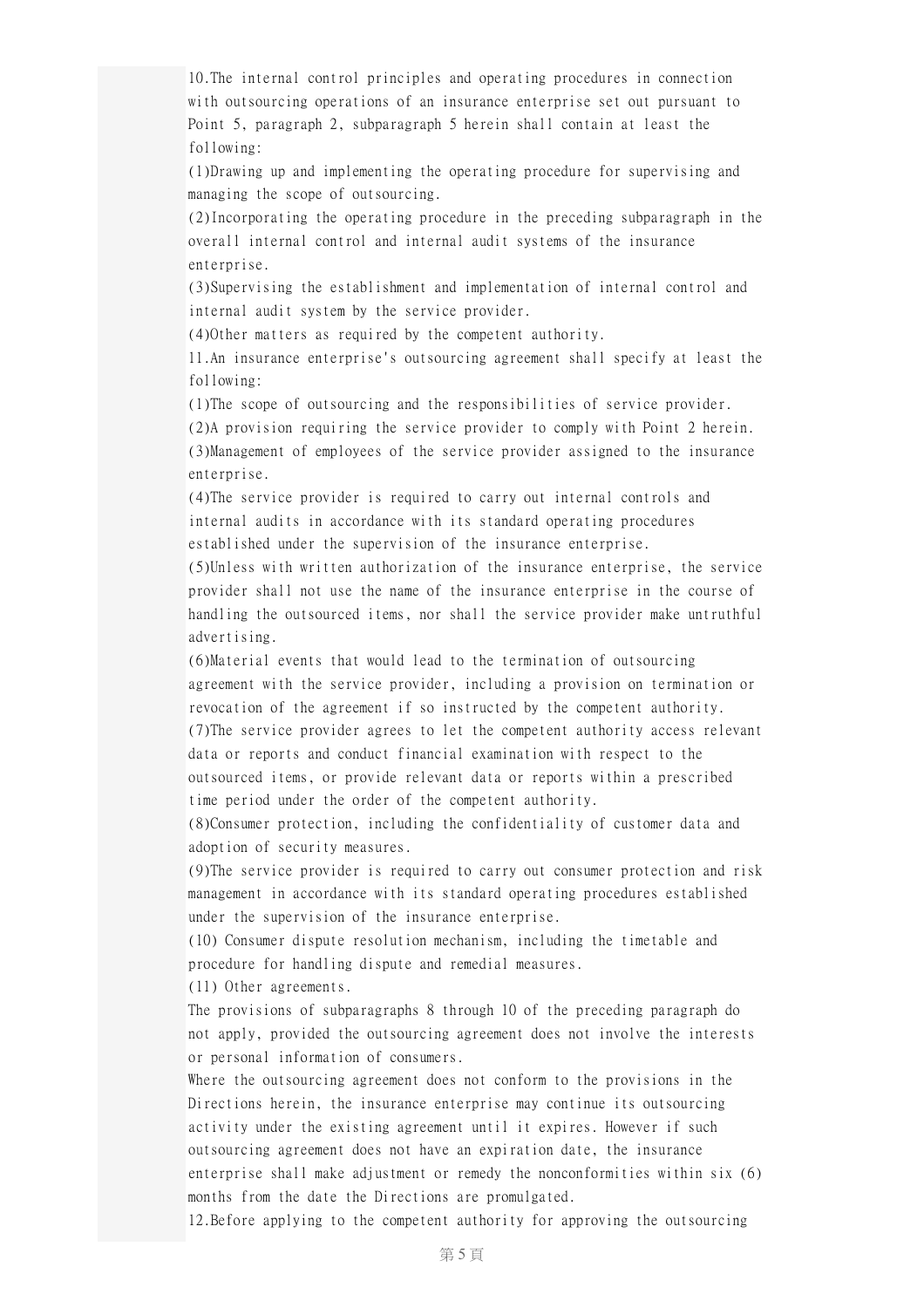10.The internal control principles and operating procedures in connection with outsourcing operations of an insurance enterprise set out pursuant to Point 5, paragraph 2, subparagraph 5 herein shall contain at least the following:

(1)Drawing up and implementing the operating procedure for supervising and managing the scope of outsourcing.

(2)Incorporating the operating procedure in the preceding subparagraph in the overall internal control and internal audit systems of the insurance enterprise.

(3)Supervising the establishment and implementation of internal control and internal audit system by the service provider.

(4)Other matters as required by the competent authority.

11.An insurance enterprise's outsourcing agreement shall specify at least the following:

(1)The scope of outsourcing and the responsibilities of service provider.

(2)A provision requiring the service provider to comply with Point 2 herein.

(3)Management of employees of the service provider assigned to the insurance enterprise.

(4)The service provider is required to carry out internal controls and internal audits in accordance with its standard operating procedures established under the supervision of the insurance enterprise.

(5)Unless with written authorization of the insurance enterprise, the service provider shall not use the name of the insurance enterprise in the course of handling the outsourced items, nor shall the service provider make untruthful advertising.

(6)Material events that would lead to the termination of outsourcing agreement with the service provider, including a provision on termination or revocation of the agreement if so instructed by the competent authority.

(7)The service provider agrees to let the competent authority access relevant data or reports and conduct financial examination with respect to the outsourced items, or provide relevant data or reports within a prescribed time period under the order of the competent authority.

(8)Consumer protection, including the confidentiality of customer data and adoption of security measures.

(9)The service provider is required to carry out consumer protection and risk management in accordance with its standard operating procedures established under the supervision of the insurance enterprise.

(10) Consumer dispute resolution mechanism, including the timetable and procedure for handling dispute and remedial measures.

(11) Other agreements.

The provisions of subparagraphs 8 through 10 of the preceding paragraph do not apply, provided the outsourcing agreement does not involve the interests or personal information of consumers.

Where the outsourcing agreement does not conform to the provisions in the Directions herein, the insurance enterprise may continue its outsourcing activity under the existing agreement until it expires. However if such outsourcing agreement does not have an expiration date, the insurance enterprise shall make adjustment or remedy the nonconformities within six (6) months from the date the Directions are promulgated.

12.Before applying to the competent authority for approving the outsourcing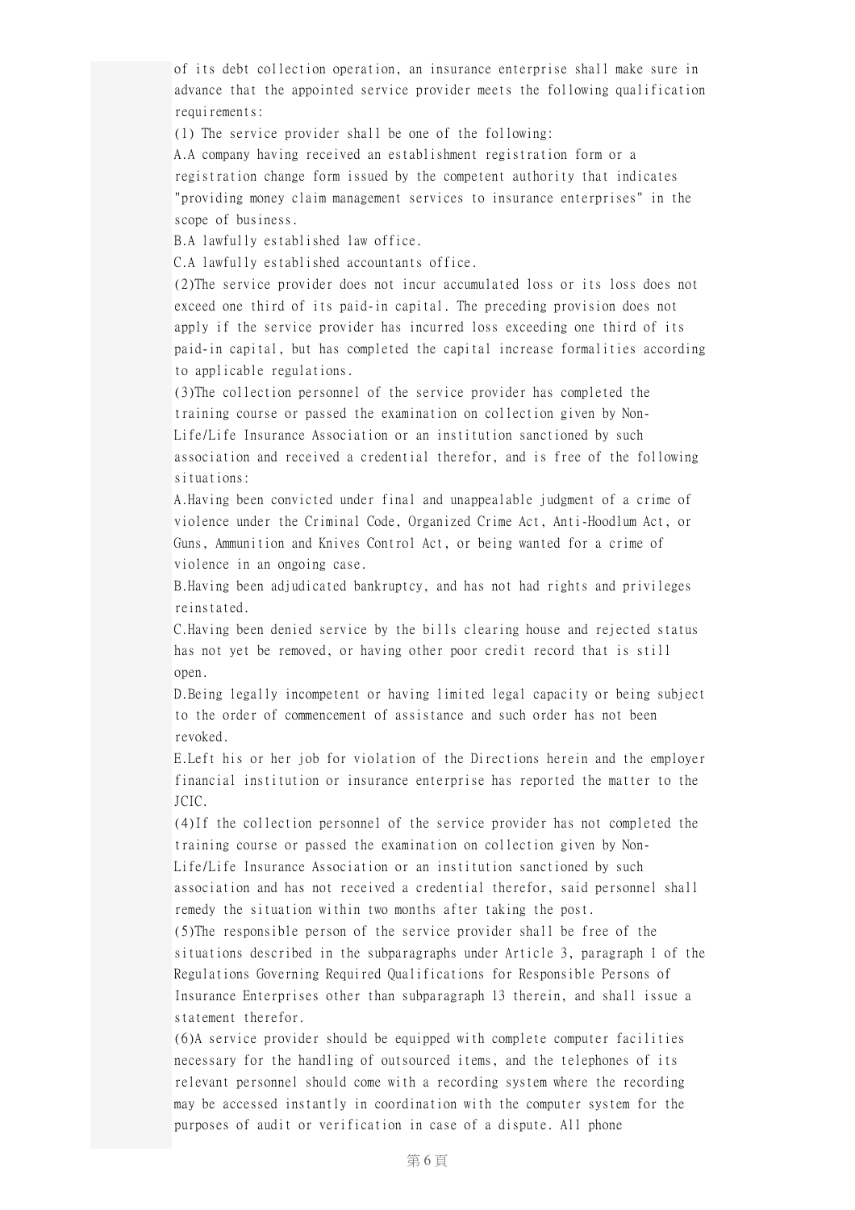of its debt collection operation, an insurance enterprise shall make sure in advance that the appointed service provider meets the following qualification requirements:

(1) The service provider shall be one of the following:

A.A company having received an establishment registration form or a registration change form issued by the competent authority that indicates "providing money claim management services to insurance enterprises" in the scope of business.

B.A lawfully established law office.

C.A lawfully established accountants office.

(2)The service provider does not incur accumulated loss or its loss does not exceed one third of its paid-in capital. The preceding provision does not apply if the service provider has incurred loss exceeding one third of its paid-in capital, but has completed the capital increase formalities according to applicable regulations.

(3)The collection personnel of the service provider has completed the training course or passed the examination on collection given by Non-Life/Life Insurance Association or an institution sanctioned by such association and received a credential therefor, and is free of the following situations:

A.Having been convicted under final and unappealable judgment of a crime of violence under the Criminal Code, Organized Crime Act, Anti-Hoodlum Act, or Guns, Ammunition and Knives Control Act, or being wanted for a crime of violence in an ongoing case.

B.Having been adjudicated bankruptcy, and has not had rights and privileges reinstated.

C.Having been denied service by the bills clearing house and rejected status has not yet be removed, or having other poor credit record that is still open.

D.Being legally incompetent or having limited legal capacity or being subject to the order of commencement of assistance and such order has not been revoked.

E.Left his or her job for violation of the Directions herein and the employer financial institution or insurance enterprise has reported the matter to the JCIC.

(4)If the collection personnel of the service provider has not completed the training course or passed the examination on collection given by Non-Life/Life Insurance Association or an institution sanctioned by such association and has not received a credential therefor, said personnel shall remedy the situation within two months after taking the post.

(5)The responsible person of the service provider shall be free of the situations described in the subparagraphs under Article 3, paragraph 1 of the Regulations Governing Required Qualifications for Responsible Persons of Insurance Enterprises other than subparagraph 13 therein, and shall issue a statement therefor.

(6)A service provider should be equipped with complete computer facilities necessary for the handling of outsourced items, and the telephones of its relevant personnel should come with a recording system where the recording may be accessed instantly in coordination with the computer system for the purposes of audit or verification in case of a dispute. All phone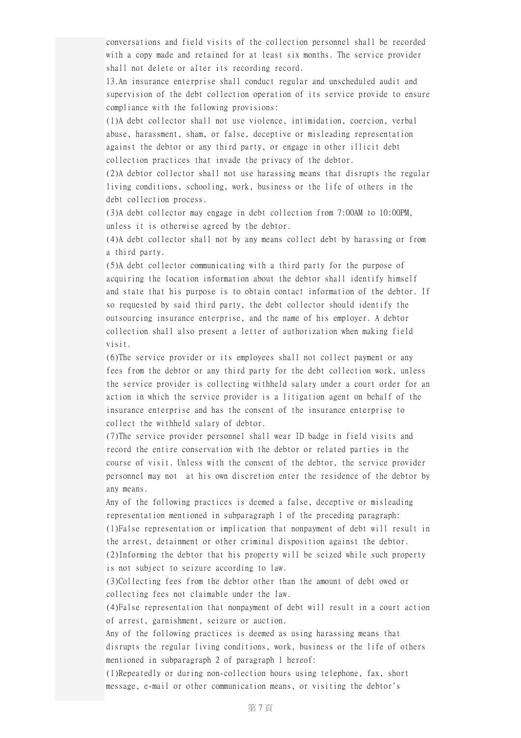conversations and field visits of the collection personnel shall be recorded with a copy made and retained for at least six months. The service provider shall not delete or alter its recording record.

13.An insurance enterprise shall conduct regular and unscheduled audit and supervision of the debt collection operation of its service provide to ensure compliance with the following provisions:

(1)A debt collector shall not use violence, intimidation, coercion, verbal abuse, harassment, sham, or false, deceptive or misleading representation against the debtor or any third party, or engage in other illicit debt collection practices that invade the privacy of the debtor.

(2)A debtor collector shall not use harassing means that disrupts the regular living conditions, schooling, work, business or the life of others in the debt collection process.

(3)A debt collector may engage in debt collection from 7:00AM to 10:00PM, unless it is otherwise agreed by the debtor.

(4)A debt collector shall not by any means collect debt by harassing or from a third party.

(5)A debt collector communicating with a third party for the purpose of acquiring the location information about the debtor shall identify himself and state that his purpose is to obtain contact information of the debtor. If so requested by said third party, the debt collector should identify the outsourcing insurance enterprise, and the name of his employer. A debtor collection shall also present a letter of authorization when making field visit.

(6)The service provider or its employees shall not collect payment or any fees from the debtor or any third party for the debt collection work, unless the service provider is collecting withheld salary under a court order for an action in which the service provider is a litigation agent on behalf of the insurance enterprise and has the consent of the insurance enterprise to collect the withheld salary of debtor.

(7)The service provider personnel shall wear ID badge in field visits and record the entire conservation with the debtor or related parties in the course of visit. Unless with the consent of the debtor, the service provider personnel may not at his own discretion enter the residence of the debtor by any means.

Any of the following practices is deemed a false, deceptive or misleading representation mentioned in subparagraph 1 of the preceding paragraph:

(1)False representation or implication that nonpayment of debt will result in the arrest, detainment or other criminal disposition against the debtor.

(2)Informing the debtor that his property will be seized while such property is not subject to seizure according to law.

(3)Collecting fees from the debtor other than the amount of debt owed or collecting fees not claimable under the law.

(4)False representation that nonpayment of debt will result in a court action of arrest, garnishment, seizure or auction.

Any of the following practices is deemed as using harassing means that disrupts the regular living conditions, work, business or the life of others mentioned in subparagraph 2 of paragraph 1 hereof:

(1)Repeatedly or during non-collection hours using telephone, fax, short message, e-mail or other communication means, or visiting the debtor's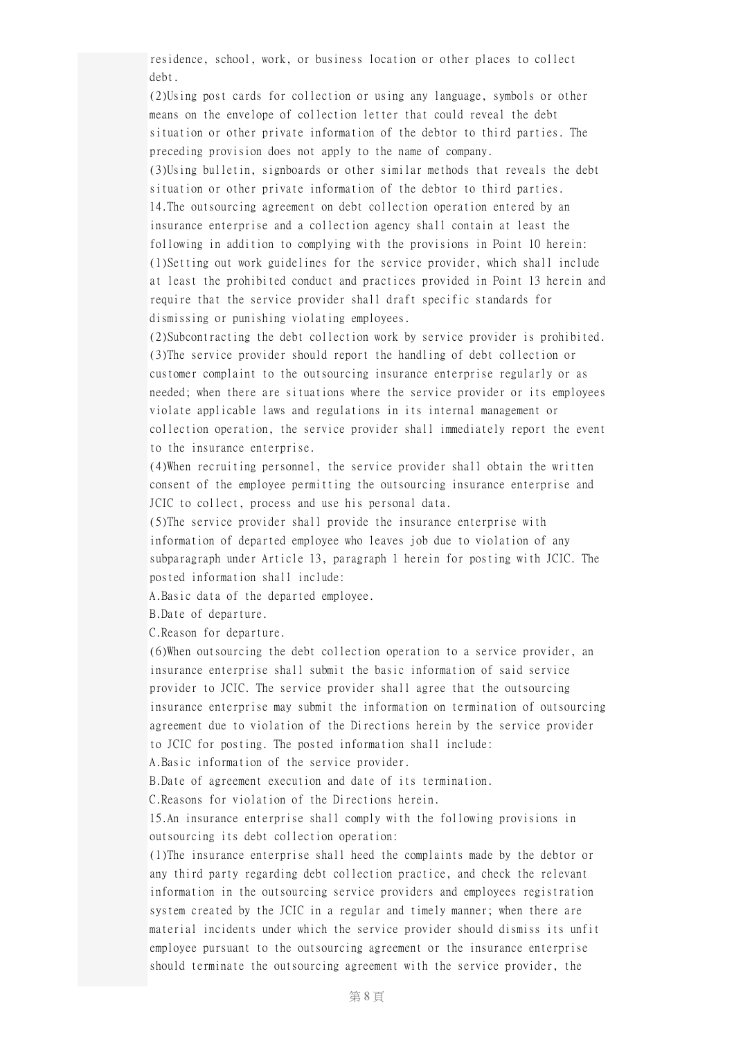residence, school, work, or business location or other places to collect debt.

(2)Using post cards for collection or using any language, symbols or other means on the envelope of collection letter that could reveal the debt situation or other private information of the debtor to third parties. The preceding provision does not apply to the name of company.

(3)Using bulletin, signboards or other similar methods that reveals the debt situation or other private information of the debtor to third parties.

14.The outsourcing agreement on debt collection operation entered by an insurance enterprise and a collection agency shall contain at least the following in addition to complying with the provisions in Point 10 herein:

(1)Setting out work guidelines for the service provider, which shall include at least the prohibited conduct and practices provided in Point 13 herein and require that the service provider shall draft specific standards for dismissing or punishing violating employees.

(2)Subcontracting the debt collection work by service provider is prohibited.

(3)The service provider should report the handling of debt collection or customer complaint to the outsourcing insurance enterprise regularly or as needed; when there are situations where the service provider or its employees violate applicable laws and regulations in its internal management or collection operation, the service provider shall immediately report the event to the insurance enterprise.

(4)When recruiting personnel, the service provider shall obtain the written consent of the employee permitting the outsourcing insurance enterprise and JCIC to collect, process and use his personal data.

(5)The service provider shall provide the insurance enterprise with information of departed employee who leaves job due to violation of any subparagraph under Article 13, paragraph 1 herein for posting with JCIC. The posted information shall include:

A.Basic data of the departed employee.

B.Date of departure.

C.Reason for departure.

(6)When outsourcing the debt collection operation to a service provider, an insurance enterprise shall submit the basic information of said service provider to JCIC. The service provider shall agree that the outsourcing insurance enterprise may submit the information on termination of outsourcing agreement due to violation of the Directions herein by the service provider to JCIC for posting. The posted information shall include:

A.Basic information of the service provider.

B.Date of agreement execution and date of its termination.

C.Reasons for violation of the Directions herein.

15.An insurance enterprise shall comply with the following provisions in outsourcing its debt collection operation:

(1)The insurance enterprise shall heed the complaints made by the debtor or any third party regarding debt collection practice, and check the relevant information in the outsourcing service providers and employees registration system created by the JCIC in a regular and timely manner; when there are material incidents under which the service provider should dismiss its unfit employee pursuant to the outsourcing agreement or the insurance enterprise should terminate the outsourcing agreement with the service provider, the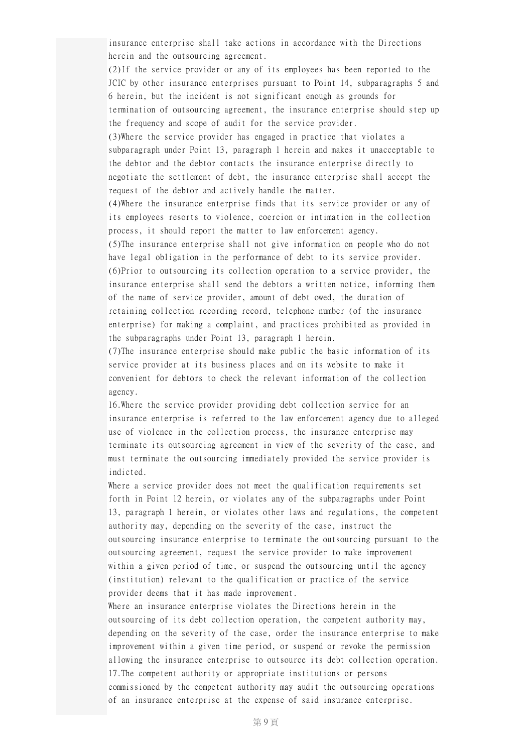insurance enterprise shall take actions in accordance with the Directions herein and the outsourcing agreement.

(2)If the service provider or any of its employees has been reported to the JCIC by other insurance enterprises pursuant to Point 14, subparagraphs 5 and 6 herein, but the incident is not significant enough as grounds for termination of outsourcing agreement, the insurance enterprise should step up the frequency and scope of audit for the service provider.

(3)Where the service provider has engaged in practice that violates a subparagraph under Point 13, paragraph 1 herein and makes it unacceptable to the debtor and the debtor contacts the insurance enterprise directly to negotiate the settlement of debt, the insurance enterprise shall accept the request of the debtor and actively handle the matter.

(4)Where the insurance enterprise finds that its service provider or any of its employees resorts to violence, coercion or intimation in the collection process, it should report the matter to law enforcement agency.

(5)The insurance enterprise shall not give information on people who do not have legal obligation in the performance of debt to its service provider.

(6)Prior to outsourcing its collection operation to a service provider, the insurance enterprise shall send the debtors a written notice, informing them of the name of service provider, amount of debt owed, the duration of retaining collection recording record, telephone number (of the insurance enterprise) for making a complaint, and practices prohibited as provided in the subparagraphs under Point 13, paragraph 1 herein.

(7)The insurance enterprise should make public the basic information of its service provider at its business places and on its website to make it convenient for debtors to check the relevant information of the collection agency.

16.Where the service provider providing debt collection service for an insurance enterprise is referred to the law enforcement agency due to alleged use of violence in the collection process, the insurance enterprise may terminate its outsourcing agreement in view of the severity of the case, and must terminate the outsourcing immediately provided the service provider is indicted.

Where a service provider does not meet the qualification requirements set forth in Point 12 herein, or violates any of the subparagraphs under Point 13, paragraph 1 herein, or violates other laws and regulations, the competent authority may, depending on the severity of the case, instruct the outsourcing insurance enterprise to terminate the outsourcing pursuant to the outsourcing agreement, request the service provider to make improvement within a given period of time, or suspend the outsourcing until the agency (institution) relevant to the qualification or practice of the service provider deems that it has made improvement.

Where an insurance enterprise violates the Directions herein in the outsourcing of its debt collection operation, the competent authority may, depending on the severity of the case, order the insurance enterprise to make improvement within a given time period, or suspend or revoke the permission allowing the insurance enterprise to outsource its debt collection operation.

17.The competent authority or appropriate institutions or persons commissioned by the competent authority may audit the outsourcing operations of an insurance enterprise at the expense of said insurance enterprise.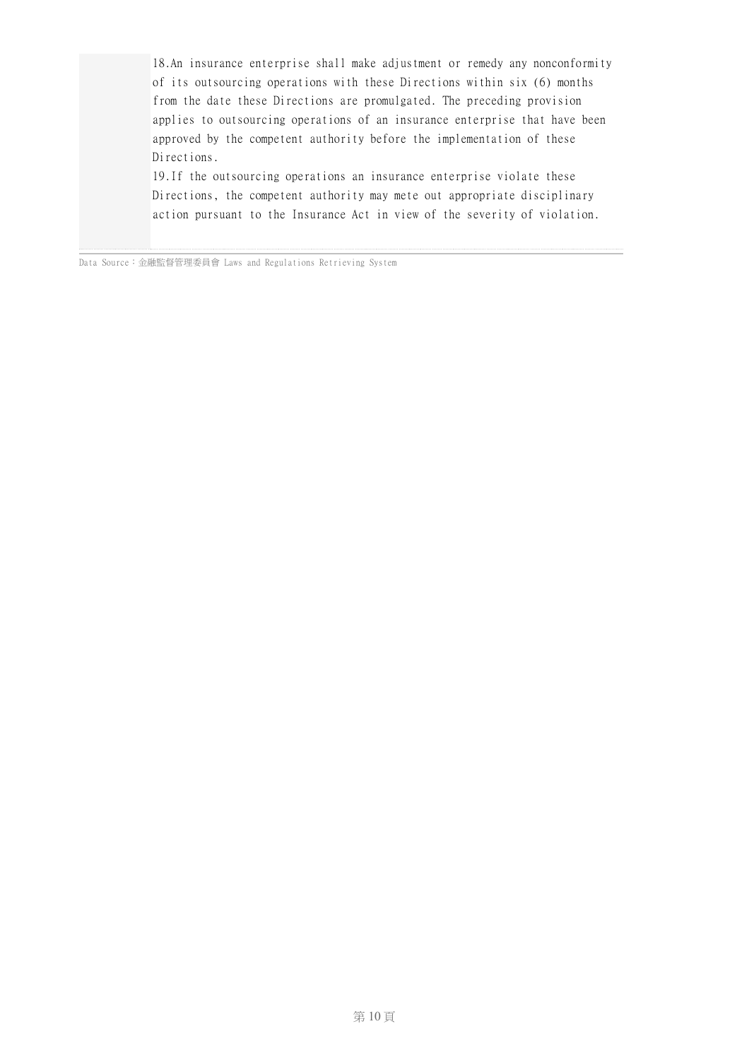18.An insurance enterprise shall make adjustment or remedy any nonconformity of its outsourcing operations with these Directions within six (6) months from the date these Directions are promulgated. The preceding provision applies to outsourcing operations of an insurance enterprise that have been approved by the competent authority before the implementation of these Directions.

19.If the outsourcing operations an insurance enterprise violate these Directions, the competent authority may mete out appropriate disciplinary action pursuant to the Insurance Act in view of the severity of violation.

Data Source：金融監督管理委員會 Laws and Regulations Retrieving System